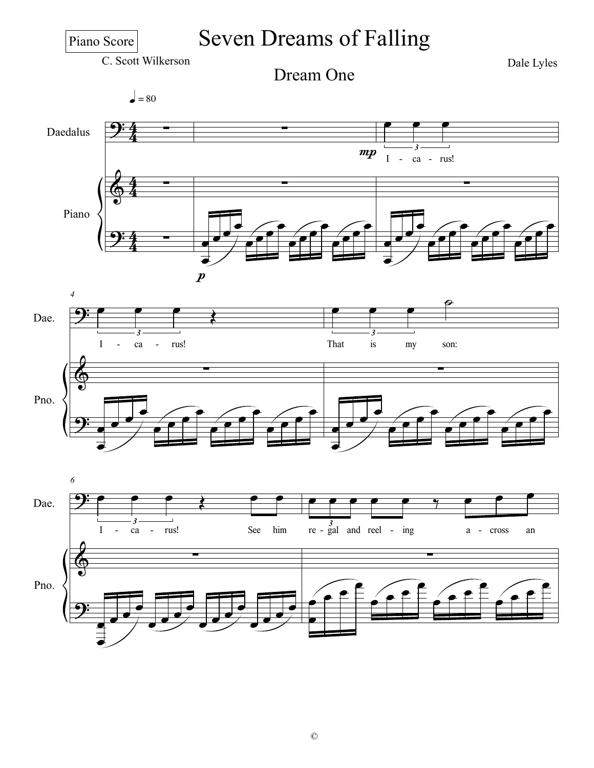Piano Score

# Seven Dreams of Falling

C. Scott Wilkerson

Dale Lyles

## Dream One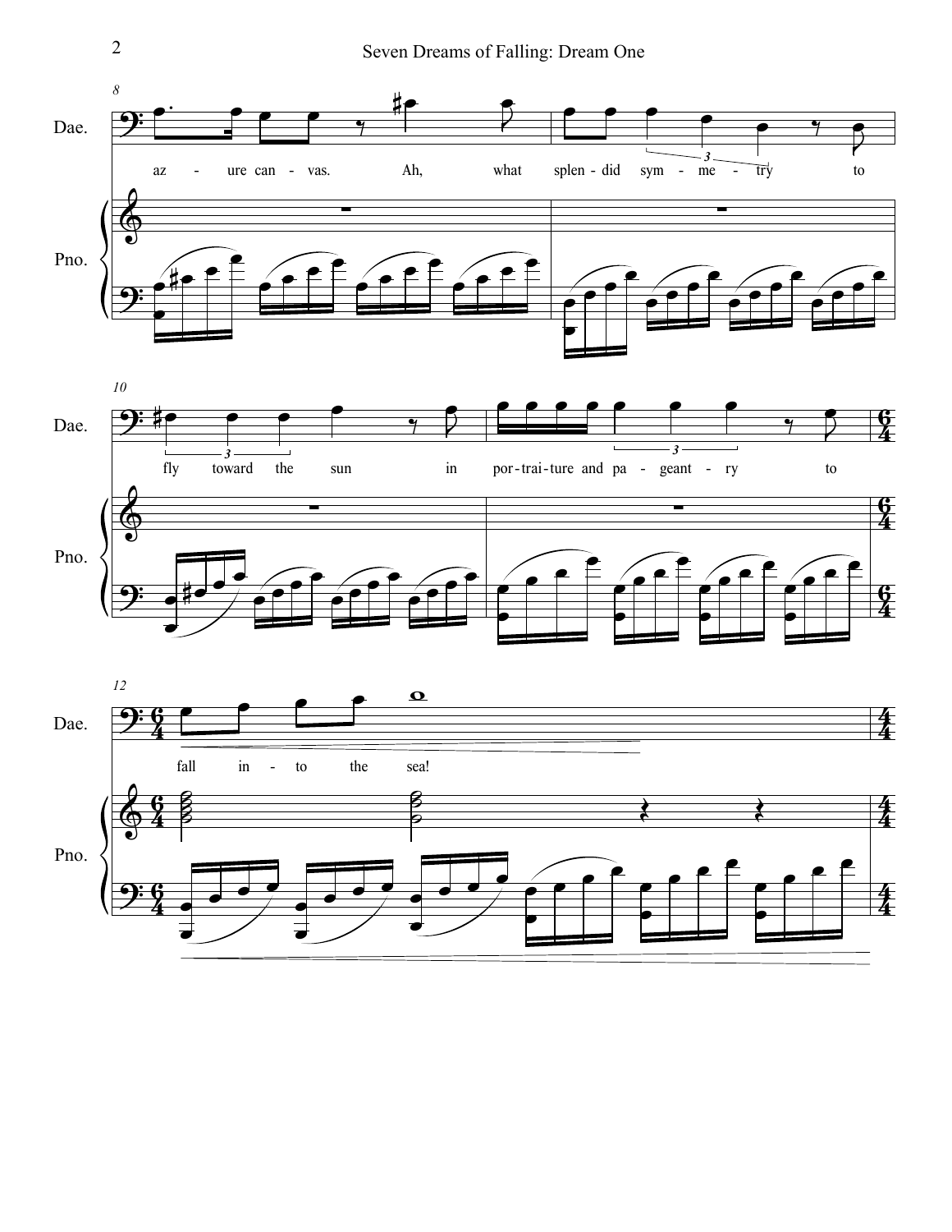Dae.

az - ure can - vas. Ah, what splen - did sym - me - try to

Pno.

Dae.

fly toward the sun in por - trai - ture and pa - geant - ry to

Pno.

Dae.

fall in - to the sea!

Pno.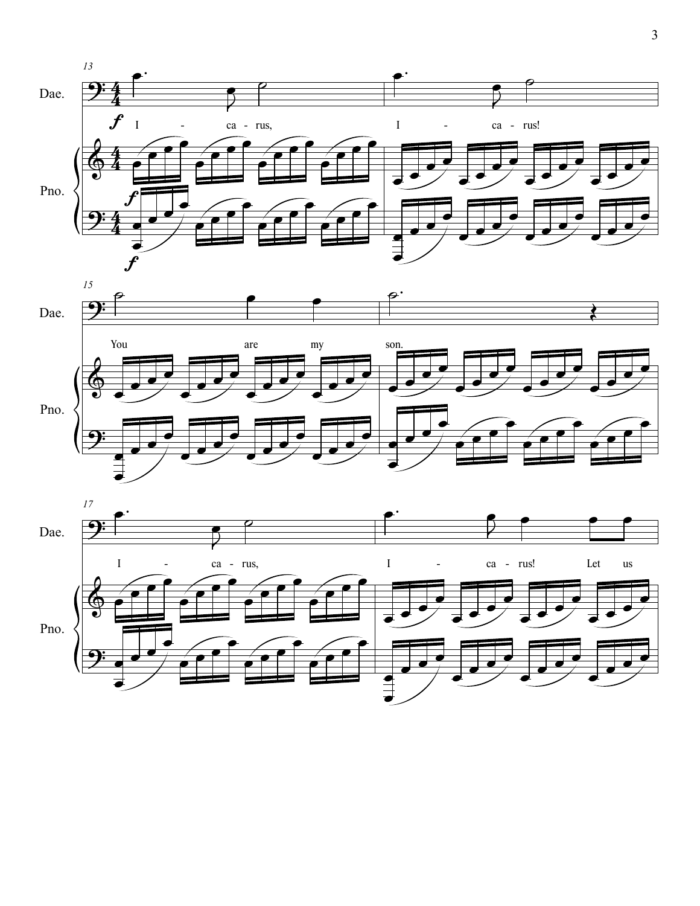I - ca - rus, I - ca - rus!

You are my son.

I - ca - rus, I - ca - rus! Let us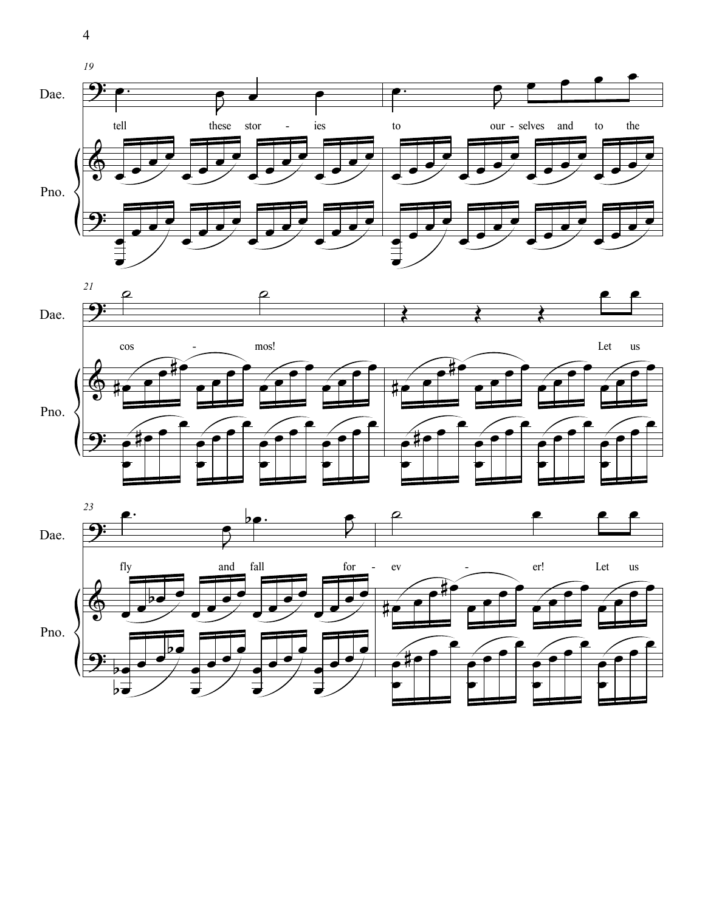19

Dae.

tell these stor - ies to our - selves and to the

Pno.

21

Dae.

cos - mos! Let us

Pno.

23

Dae.

fly and fall for - ev - er! Let us

Pno.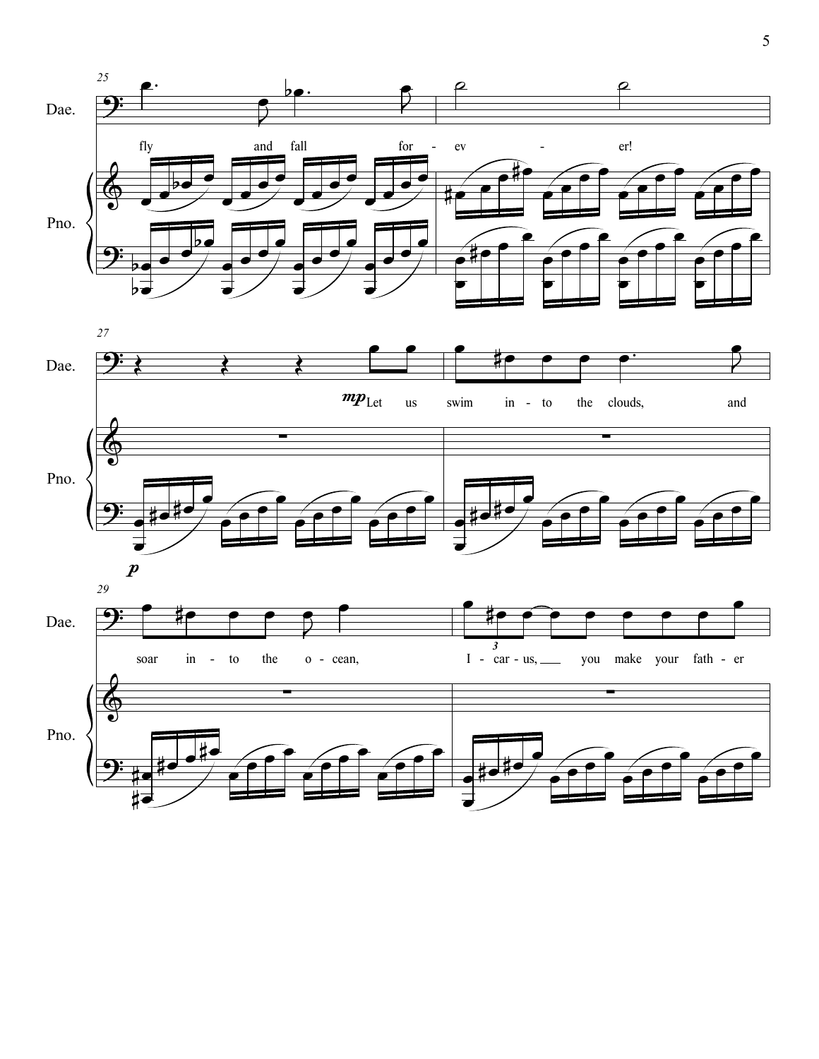25

Dae.

fly and fall for - ev - er!

Pno.

27

Dae.

*mp* Let us swim in - to the clouds, and

Pno.

*p*

29

Dae.

soar in - to the o - cean, I - car - us, you make your fath - er

Pno.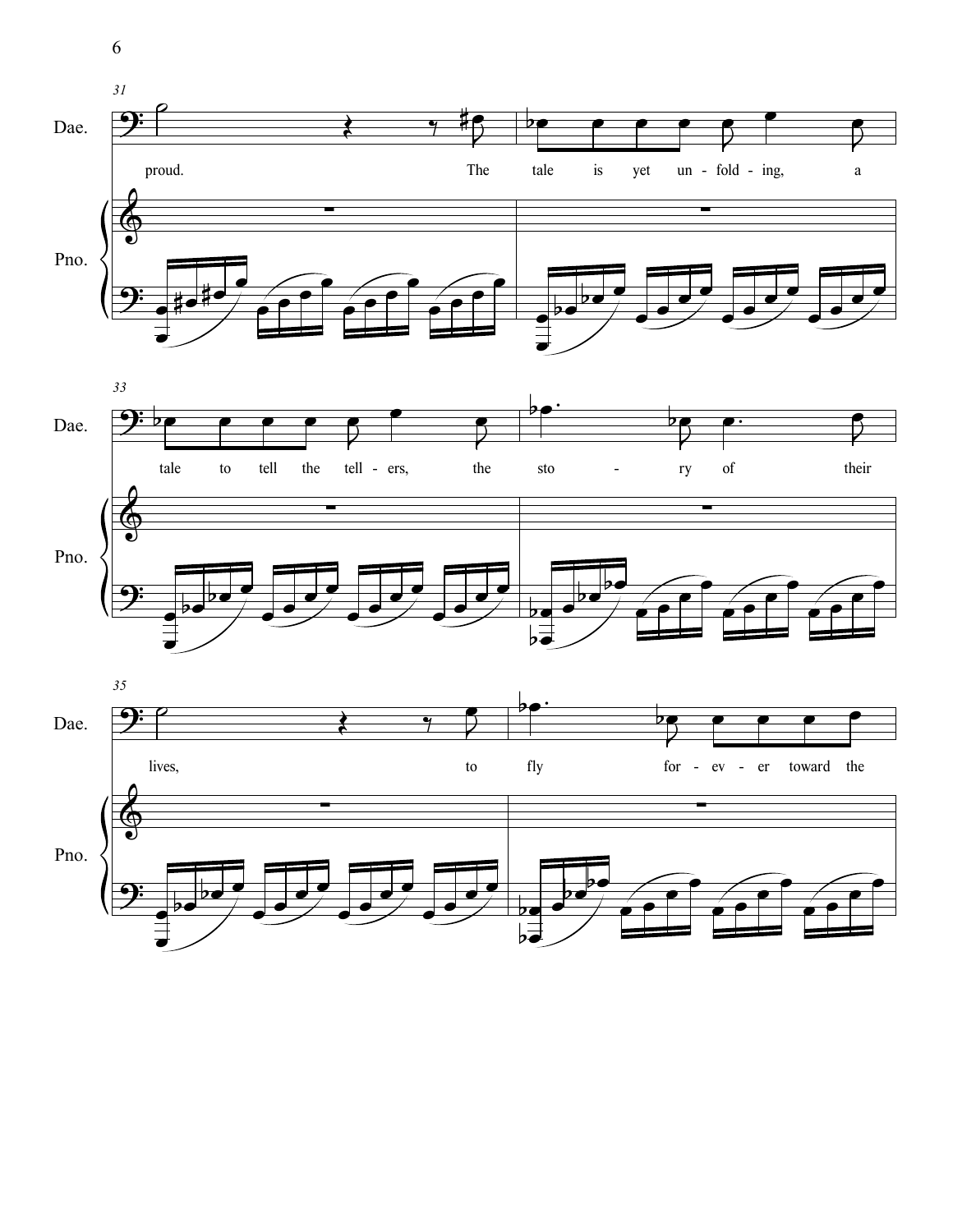31

Dae.

proud. The tale is yet un - fold - ing, a

Pno.

33

Dae.

tale to tell the tell - ers, the sto - ry of their

Pno.

35

Dae.

lives, to fly for - ev - er toward the

Pno.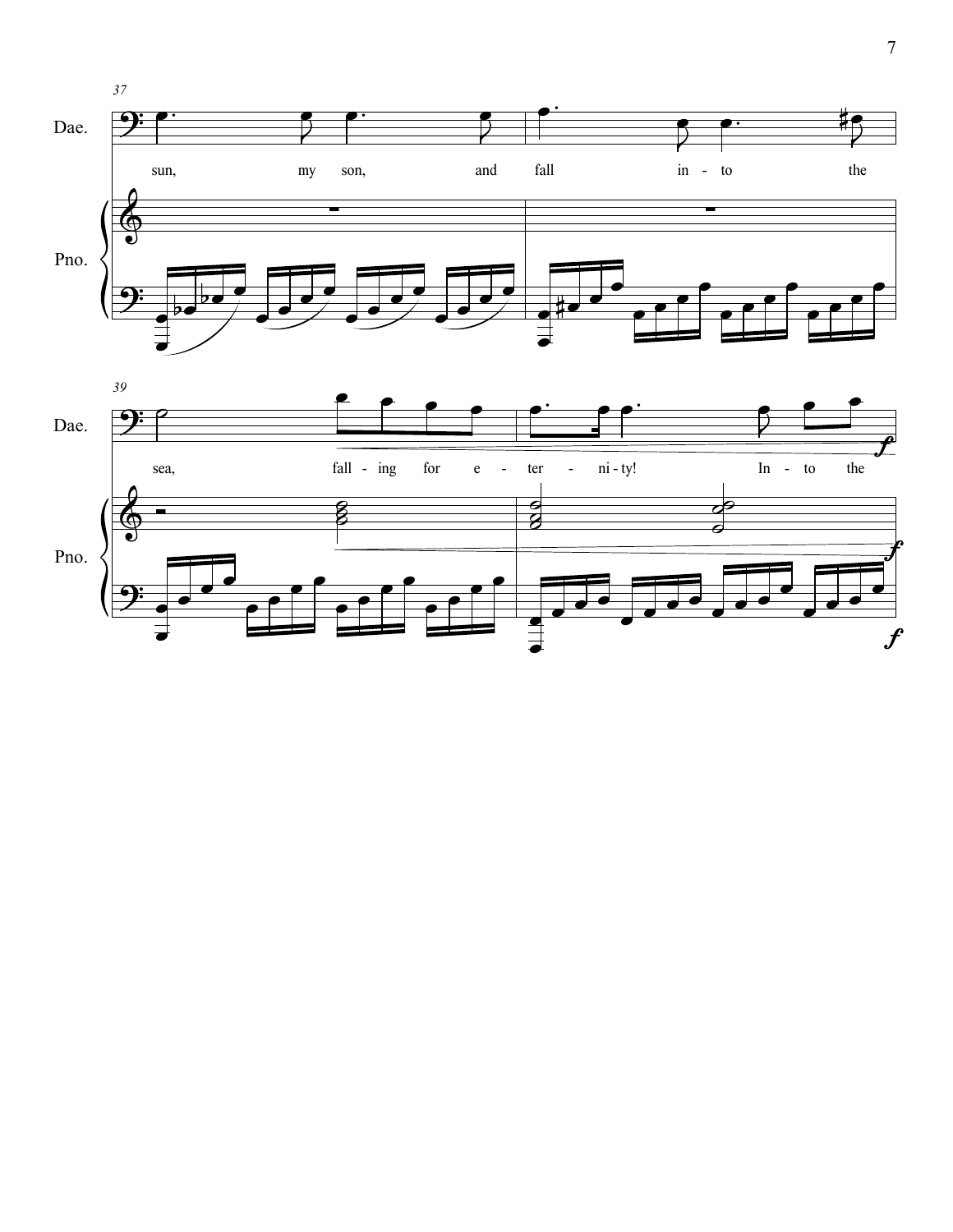37

Dae.

sun, my son, and fall in - to the

Pno.

39

Dae.

sea, fall - ing for e - ter - ni - ty! In - to the

Pno.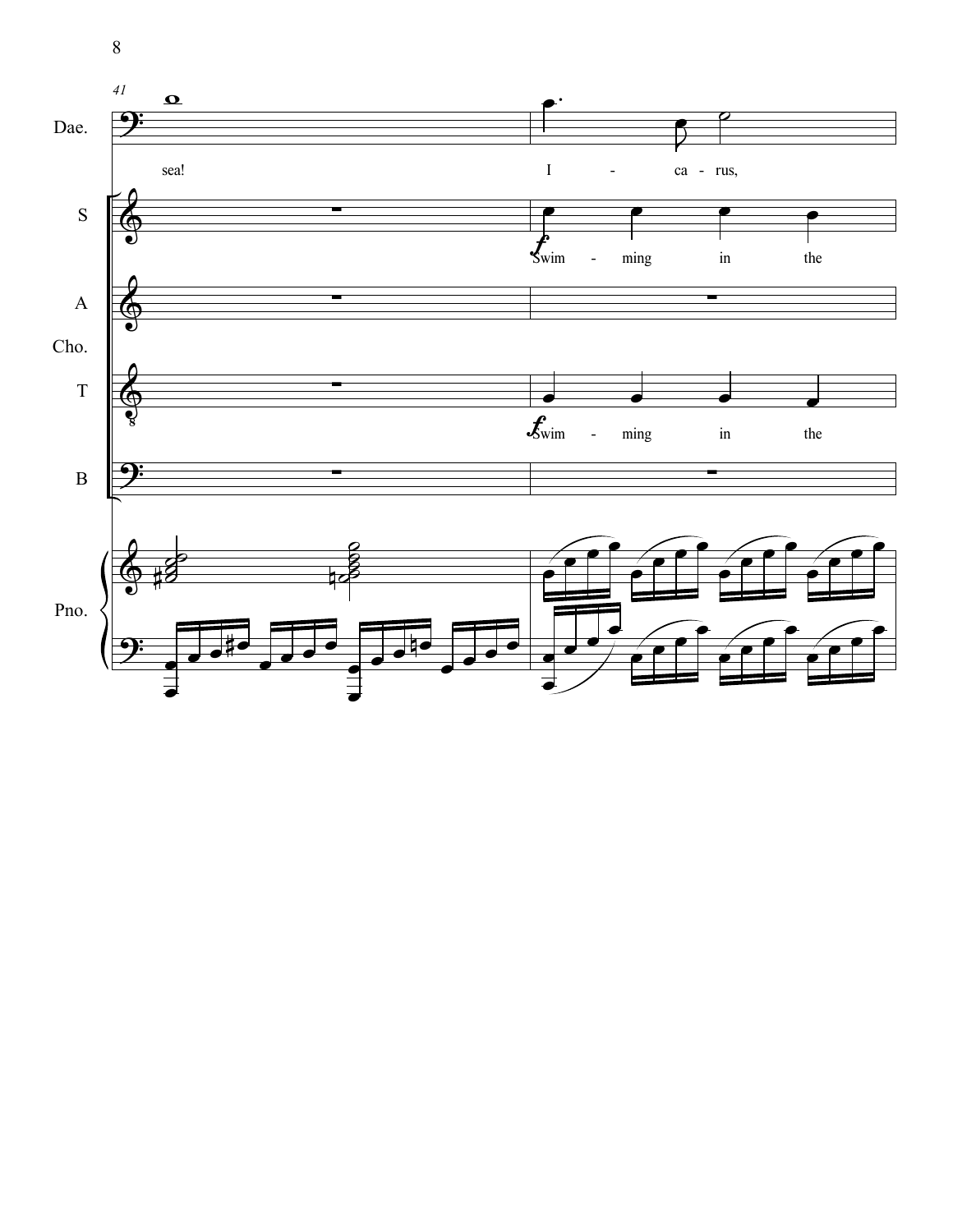41

Dae.

sea!

I - ca - rus,

S

Swim - ming in the

A

Cho.

T

Swim - ming in the

B

Pno.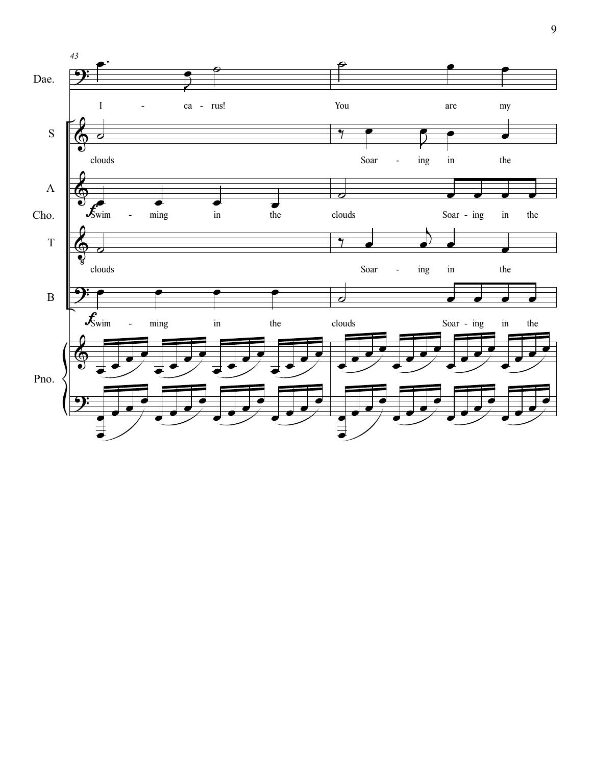Dae.: I - ca - rus! You are my

S: clouds Soar - ing in the

A: *f* Swim - ming in the clouds Soar - ing in the

Cho.

T: clouds Soar - ing in the

B: *f* Swim - ming in the clouds Soar - ing in the

Pno.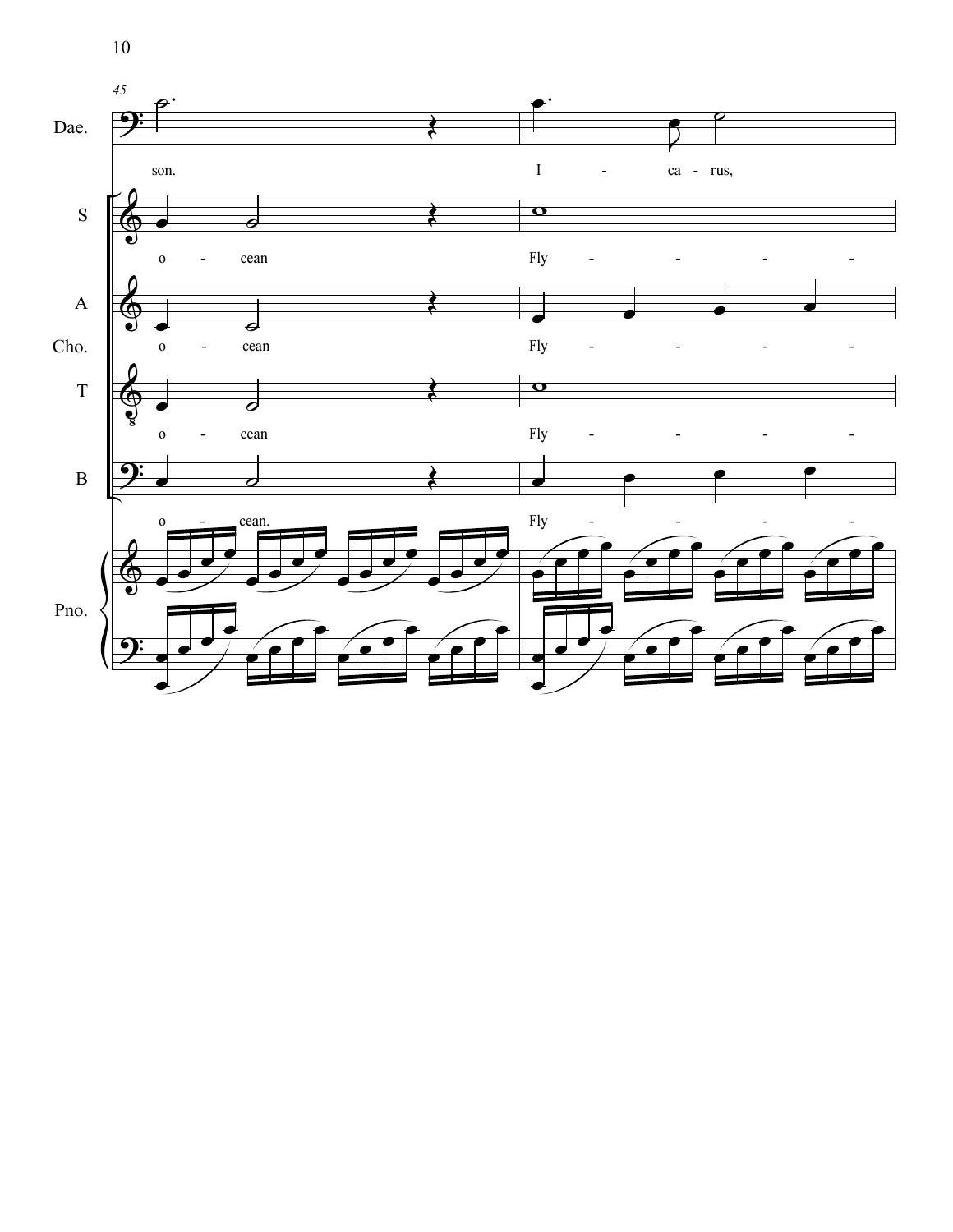45

Dae.
son. I - ca - rus,

S
o - cean Fly - - - -

A
o - cean Fly - - - -

Cho.

T
o - cean Fly - - - -

B
o - cean. Fly - - - -

Pno.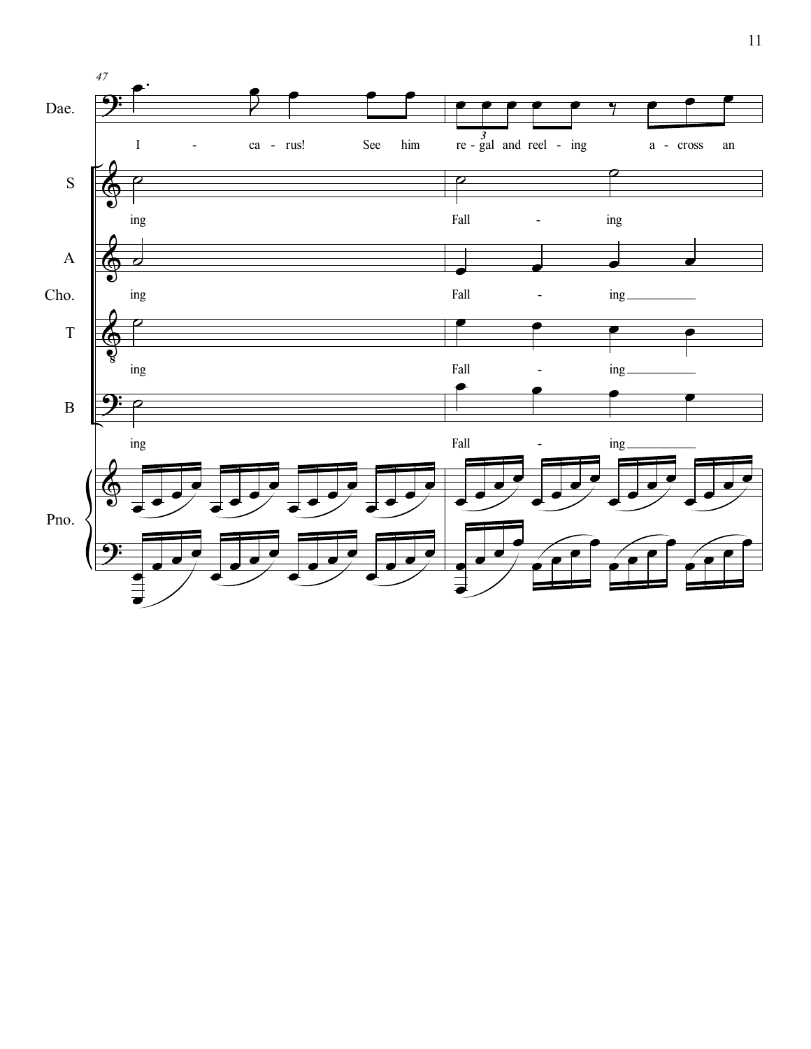47

Dae.

I - ca - rus! See him re - gal and reel - ing a - cross an

S

ing Fall - ing

A

Cho.

ing Fall - ing

T

ing Fall - ing

B

ing Fall - ing

Pno.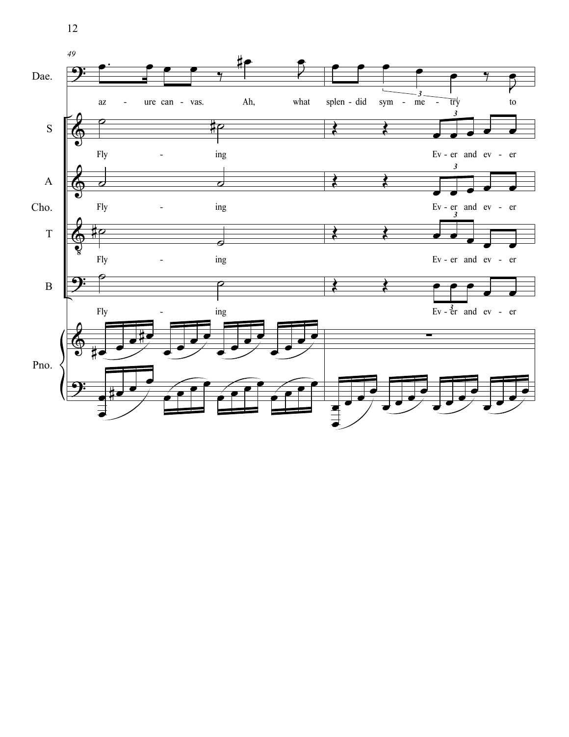49

Dae.

az - ure can - vas. Ah, what splen - did sym - me - try to

S

Fly - ing Ev - er and ev - er

A

Cho.

Fly - ing Ev - er and ev - er

T

Fly - ing Ev - er and ev - er

B

Fly - ing Ev - er and ev - er

Pno.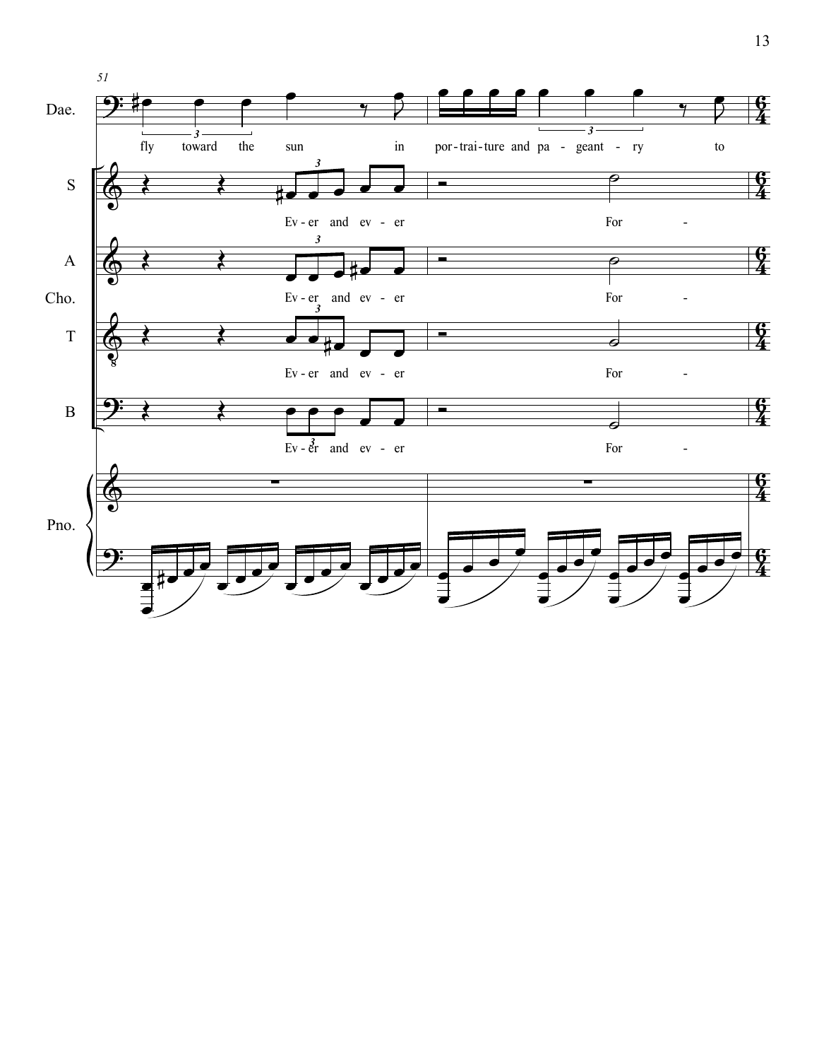51

Dae.

fly toward the sun in por-trai-ture and pa - geant - ry to

S

Ev - er and ev - er For -

A

Cho.

Ev - er and ev - er For -

T

Ev - er and ev - er For -

B

Ev - er and ev - er For -

Pno.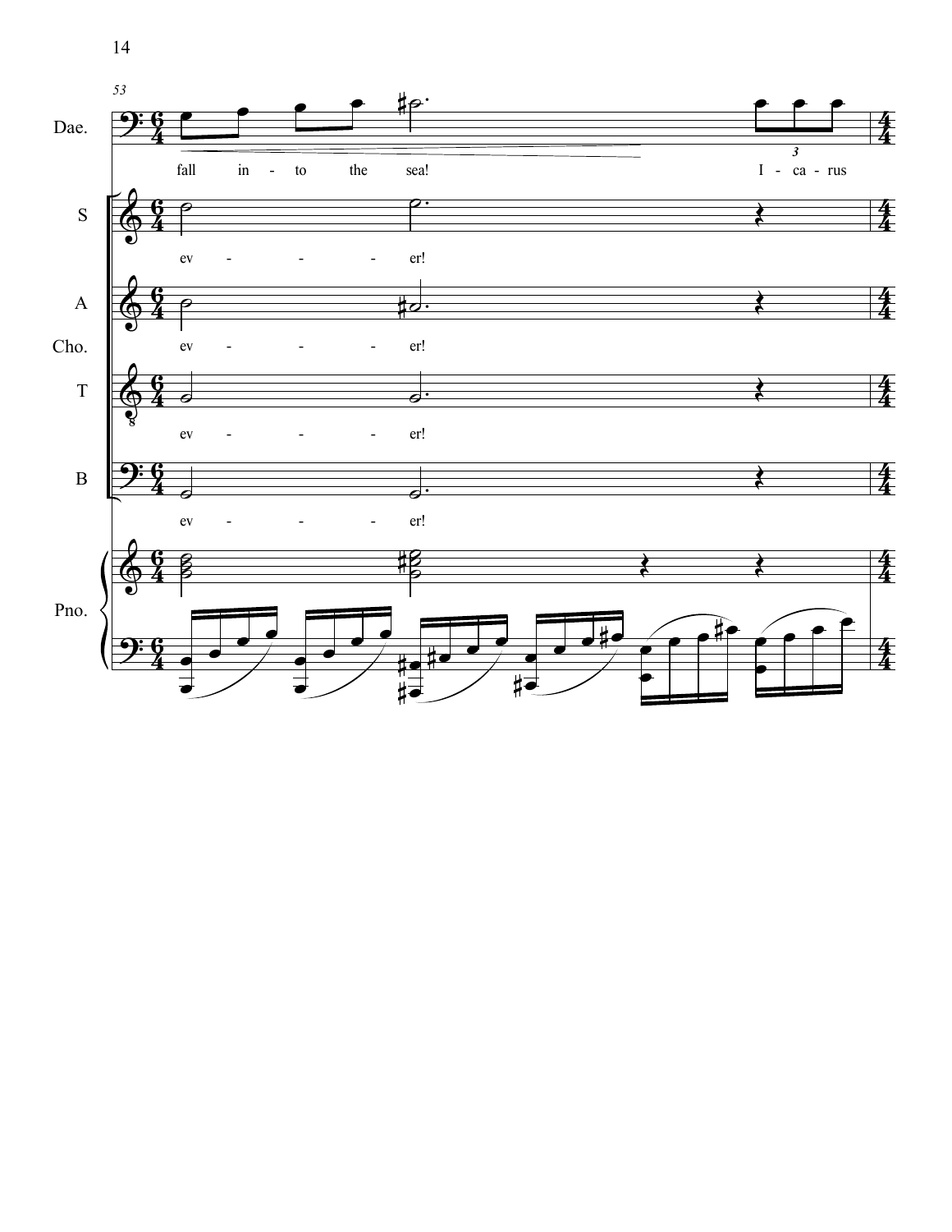53

Dae. — fall in - to the sea! I - ca - rus

S — ev - - - er!

A — ev - - - er!

Cho.

T — ev - - - er!

B — ev - - - er!

Pno.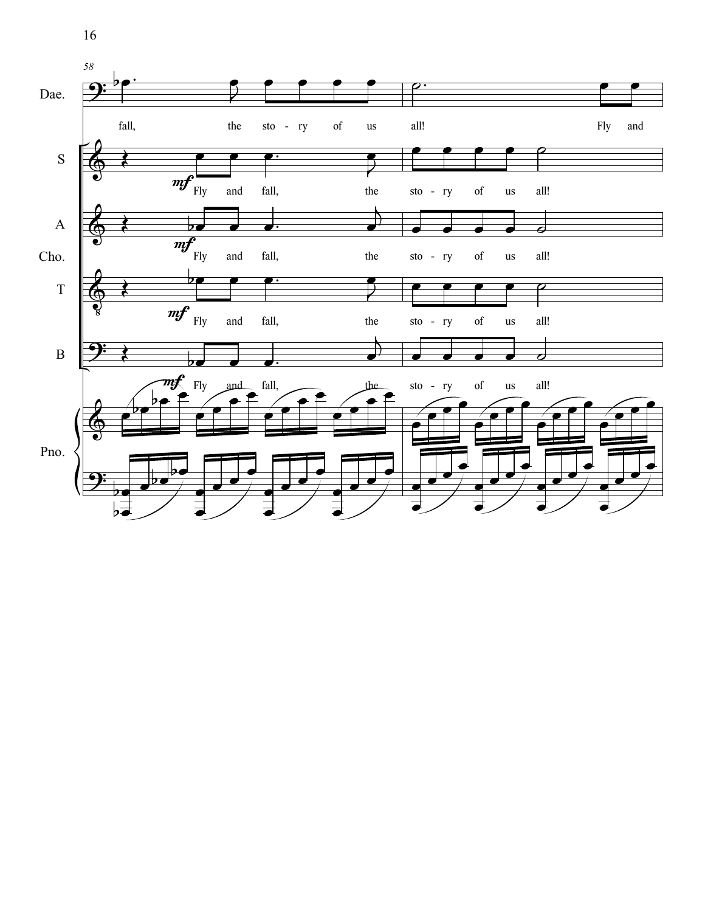58

Dae.

fall, the sto - ry of us all! Fly and

S

*mf* Fly and fall, the sto - ry of us all!

A

Cho.

*mf* Fly and fall, the sto - ry of us all!

T

*mf* Fly and fall, the sto - ry of us all!

B

*mf* Fly and fall, the sto - ry of us all!

Pno.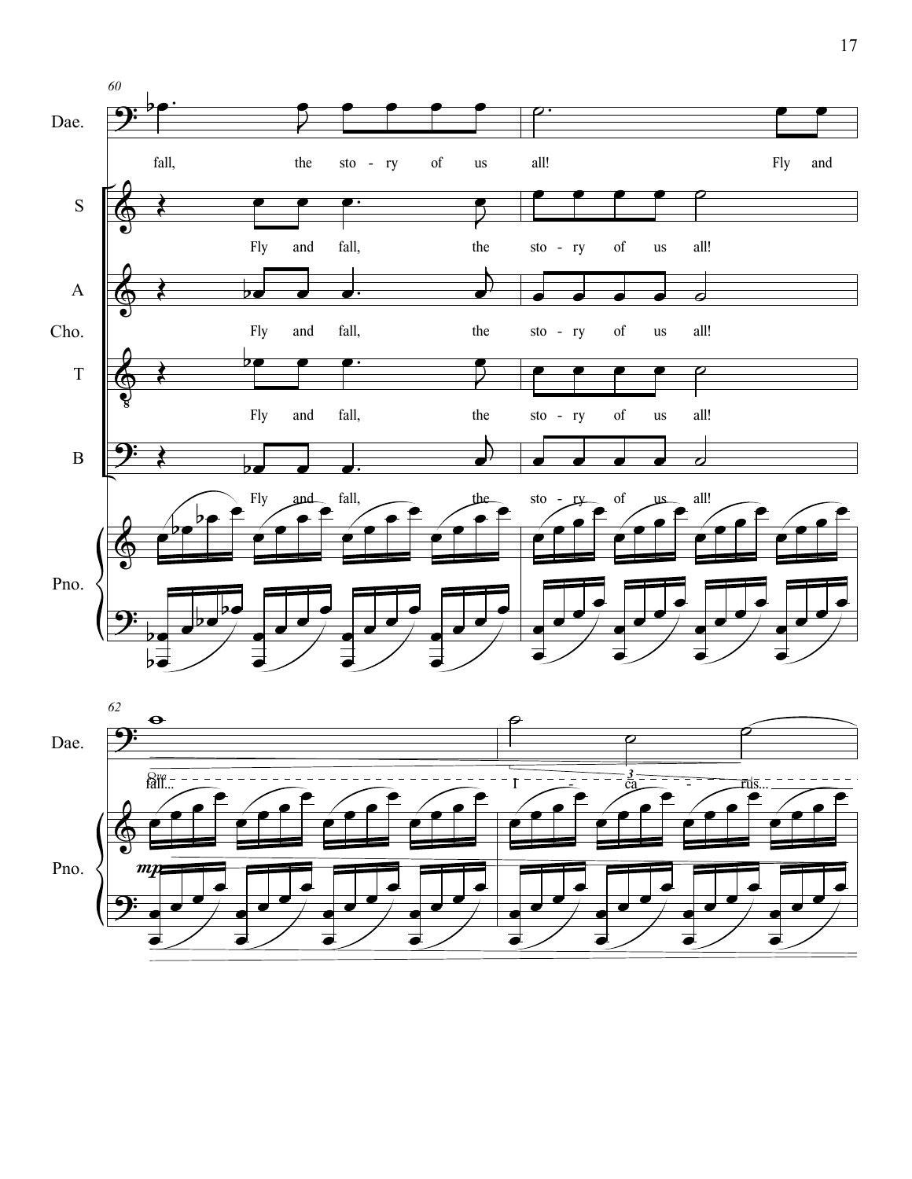Dae.: fall, the sto - ry of us all! Fly and

S: Fly and fall, the sto - ry of us all!

A: Fly and fall, the sto - ry of us all!

T: Fly and fall, the sto - ry of us all!

B: Fly and fall, the sto - ry of us all!

Dae.: fall... I - ca - rus...

Pno.: *mp*